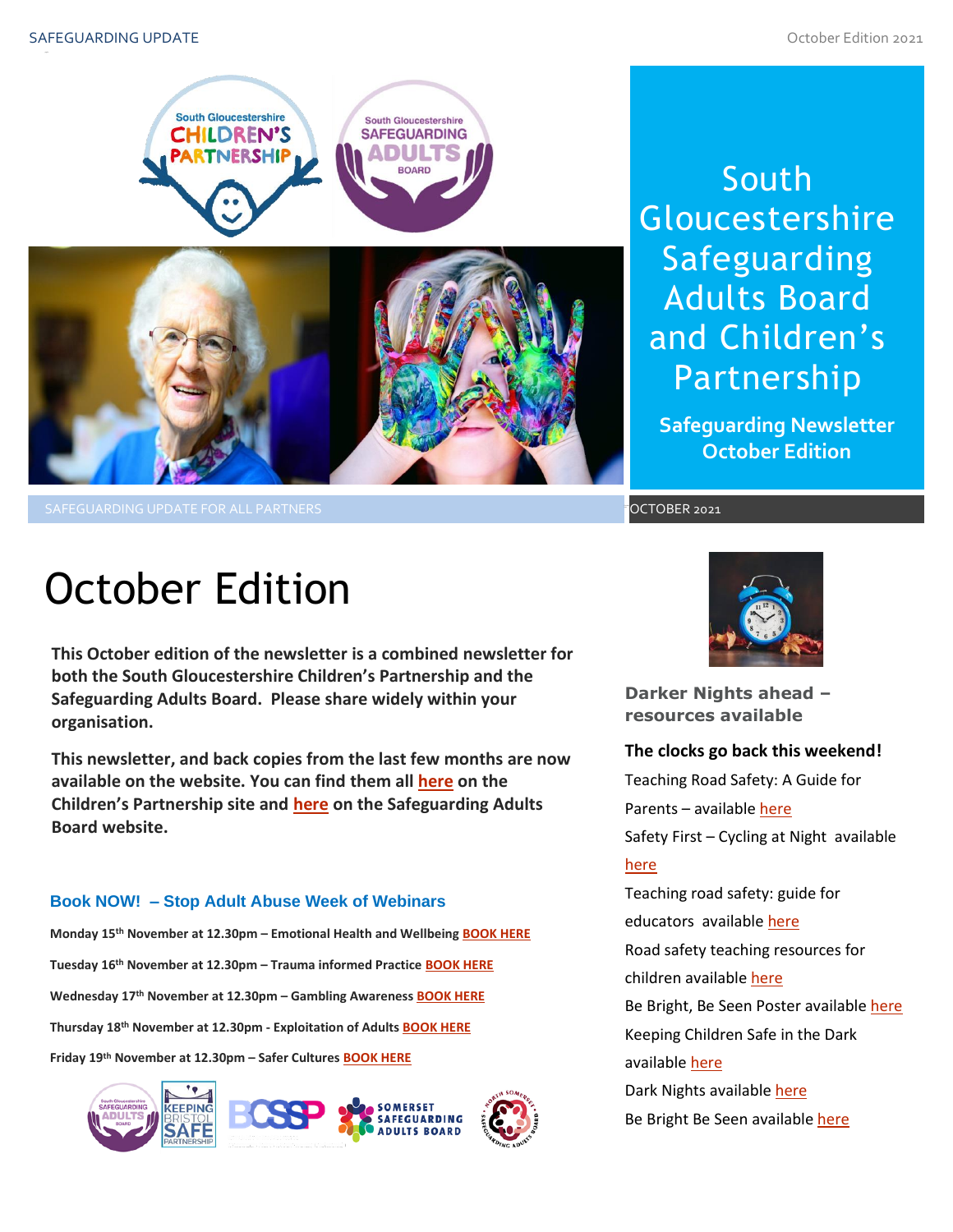# South Gloucestershire Safeguarding Adults Board and Children's Partnership

**Safeguarding Newsletter October Edition**

SAFEGUARDING UPDATE FOR ALL PARTNERS

OCTOBER 2021

# October Edition

**This October edition of the newsletter is a combined newsletter for both the South Gloucestershire Children's Partnership and the Safeguarding Adults Board. Please share widely within your organisation.**

**This newsletter, and back copies from the last few months are now available on the website. You can find them all here on the Children's Partnership site and here on the Safeguarding Adults Board website.**

### Book NOW! – Stop Adult Abuse Week of Webinars

**Monday 15th November at 12.30pm – Emotional Health and Wellbeing BOOK HERE**

**Tuesday 16th November at 12.30pm – Trauma informed Practice BOOK HERE**

**Wednesday 17th November at 12.30pm – Gambling Awareness BOOK HERE**

**Thursday 18th November at 12.30pm - Exploitation of Adults BOOK HERE**

**Friday 19th November at 12.30pm – Safer Cultures BOOK HERE**

### Darker Nights ahead – resources available

**The clocks go back this weekend!**

Teaching Road Safety: A Guide for Parents – available here

Safety First – Cycling at Night available here

Teaching road safety: guide for educators available here

Road safety teaching resources for children available here

Be Bright, Be Seen Poster available here

Keeping Children Safe in the Dark available here

Dark Nights available here

Be Bright Be Seen available here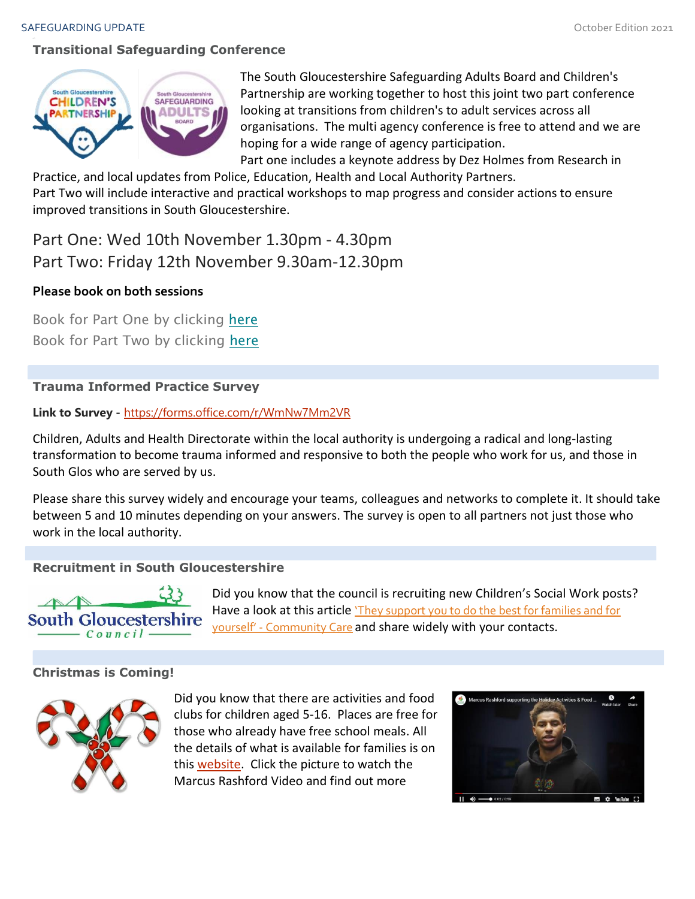## Transitional Safeguarding Conference

The South Gloucestershire Safeguarding Adults Board and Children's Partnership are working together to host this joint two part conference looking at transitions from children's to adult services across all organisations. The multi agency conference is free to attend and we are hoping for a wide range of agency participation.

Part one includes a keynote address by Dez Holmes from Research in Practice, and local updates from Police, Education, Health and Local Authority Partners.

Part Two will include interactive and practical workshops to map progress and consider actions to ensure improved transitions in South Gloucestershire.

Part One: Wed 10th November 1.30pm - 4.30pm

Part Two: Friday 12th November 9.30am-12.30pm

**Please book on both sessions**

Book for Part One by clicking here

Book for Part Two by clicking here

## Trauma Informed Practice Survey

**Link to Survey** - https://forms.office.com/r/WmNw7Mm2VR

Children, Adults and Health Directorate within the local authority is undergoing a radical and long-lasting transformation to become trauma informed and responsive to both the people who work for us, and those in South Glos who are served by us.

Please share this survey widely and encourage your teams, colleagues and networks to complete it. It should take between 5 and 10 minutes depending on your answers. The survey is open to all partners not just those who work in the local authority.

## Recruitment in South Gloucestershire

Did you know that the council is recruiting new Children's Social Work posts? Have a look at this article 'They support you to do the best for families and for yourself' - Community Care and share widely with your contacts.

## Christmas is Coming!

Did you know that there are activities and food clubs for children aged 5-16. Places are free for those who already have free school meals. All the details of what is available for families is on this website. Click the picture to watch the Marcus Rashford Video and find out more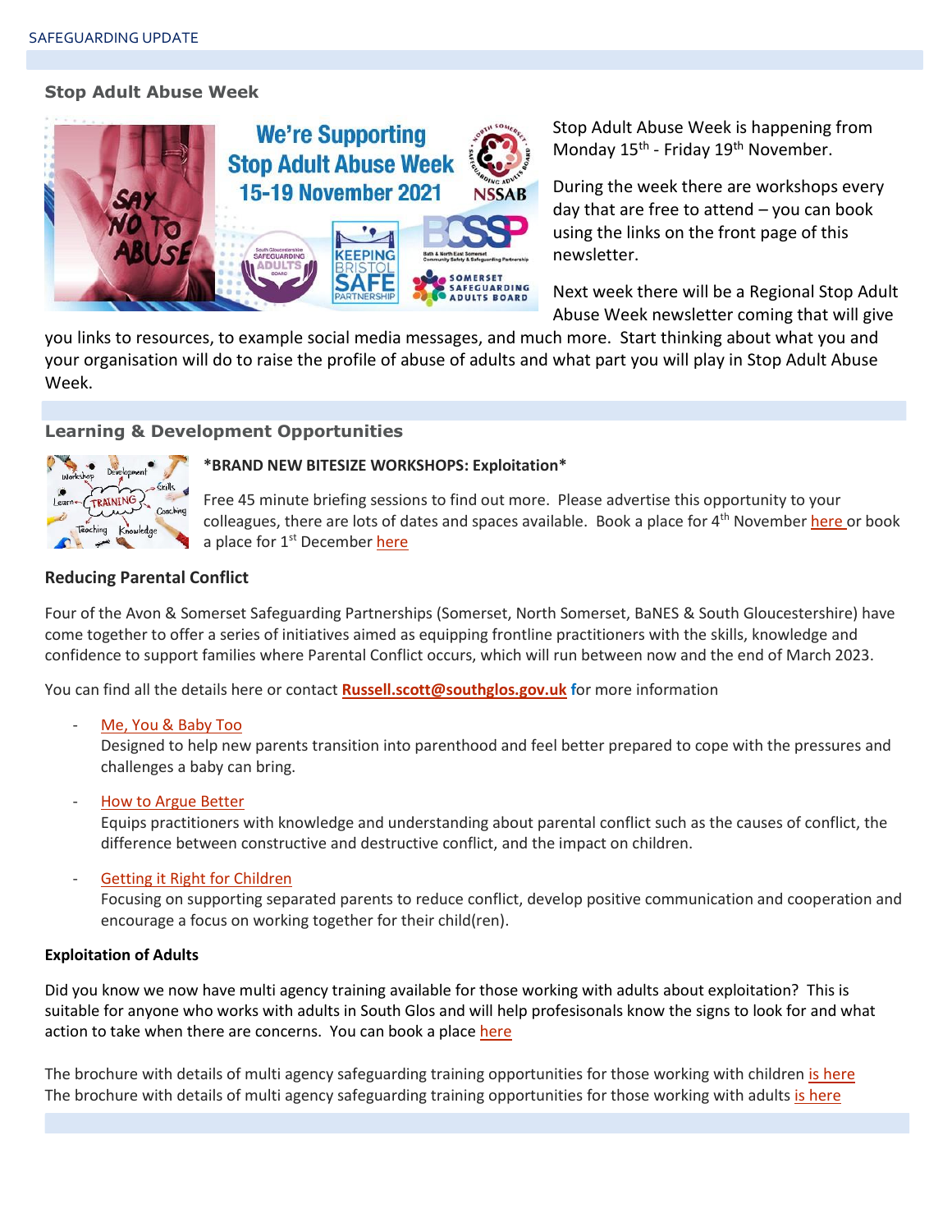## Stop Adult Abuse Week

Stop Adult Abuse Week is happening from Monday 15th - Friday 19th November.

During the week there are workshops every day that are free to attend – you can book using the links on the front page of this newsletter.

Next week there will be a Regional Stop Adult Abuse Week newsletter coming that will give you links to resources, to example social media messages, and much more. Start thinking about what you and your organisation will do to raise the profile of abuse of adults and what part you will play in Stop Adult Abuse Week.

## Learning & Development Opportunities

**\*BRAND NEW BITESIZE WORKSHOPS: Exploitation\***

Free 45 minute briefing sessions to find out more. Please advertise this opportunity to your colleagues, there are lots of dates and spaces available. Book a place for 4th November here or book a place for 1st December here

### Reducing Parental Conflict

Four of the Avon & Somerset Safeguarding Partnerships (Somerset, North Somerset, BaNES & South Gloucestershire) have come together to offer a series of initiatives aimed as equipping frontline practitioners with the skills, knowledge and confidence to support families where Parental Conflict occurs, which will run between now and the end of March 2023.

You can find all the details here or contact **Russell.scott@southglos.gov.uk** for more information

- Me, You & Baby Too
  Designed to help new parents transition into parenthood and feel better prepared to cope with the pressures and challenges a baby can bring.
- How to Argue Better
  Equips practitioners with knowledge and understanding about parental conflict such as the causes of conflict, the difference between constructive and destructive conflict, and the impact on children.
- Getting it Right for Children
  Focusing on supporting separated parents to reduce conflict, develop positive communication and cooperation and encourage a focus on working together for their child(ren).

### Exploitation of Adults

Did you know we now have multi agency training available for those working with adults about exploitation? This is suitable for anyone who works with adults in South Glos and will help profesisonals know the signs to look for and what action to take when there are concerns. You can book a place here

The brochure with details of multi agency safeguarding training opportunities for those working with children is here
The brochure with details of multi agency safeguarding training opportunities for those working with adults is here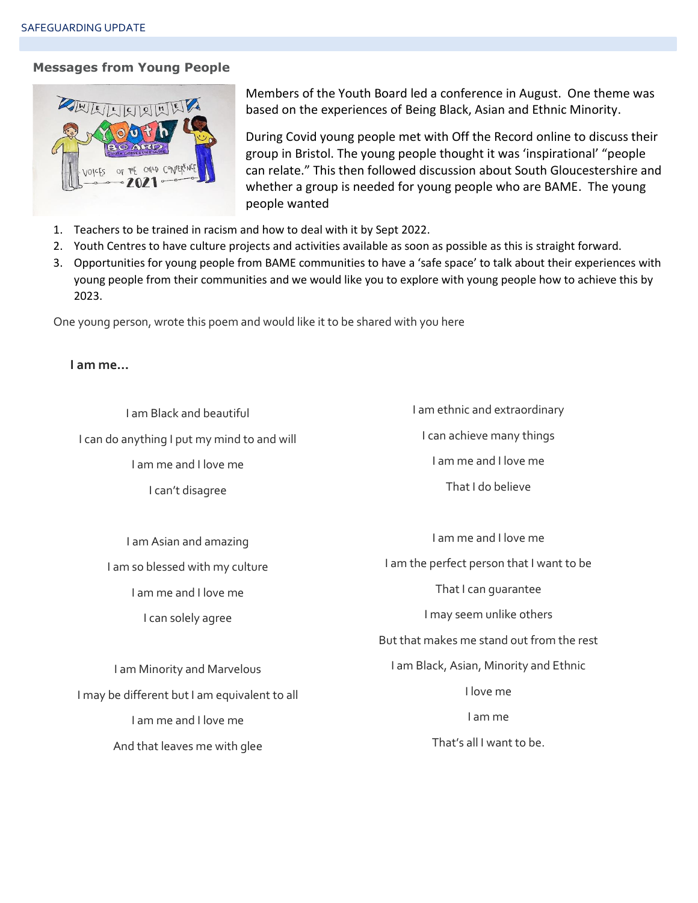## Messages from Young People

Members of the Youth Board led a conference in August. One theme was based on the experiences of Being Black, Asian and Ethnic Minority.

During Covid young people met with Off the Record online to discuss their group in Bristol. The young people thought it was 'inspirational' "people can relate." This then followed discussion about South Gloucestershire and whether a group is needed for young people who are BAME. The young people wanted

1. Teachers to be trained in racism and how to deal with it by Sept 2022.
2. Youth Centres to have culture projects and activities available as soon as possible as this is straight forward.
3. Opportunities for young people from BAME communities to have a 'safe space' to talk about their experiences with young people from their communities and we would like you to explore with young people how to achieve this by 2023.

One young person, wrote this poem and would like it to be shared with you here

**I am me…**

I am Black and beautiful
I can do anything I put my mind to and will
I am me and I love me
I can't disagree

I am Asian and amazing
I am so blessed with my culture
I am me and I love me
I can solely agree

I am Minority and Marvelous
I may be different but I am equivalent to all
I am me and I love me
And that leaves me with glee

I am ethnic and extraordinary
I can achieve many things
I am me and I love me
That I do believe

I am me and I love me
I am the perfect person that I want to be
That I can guarantee
I may seem unlike others
But that makes me stand out from the rest
I am Black, Asian, Minority and Ethnic
I love me
I am me
That's all I want to be.